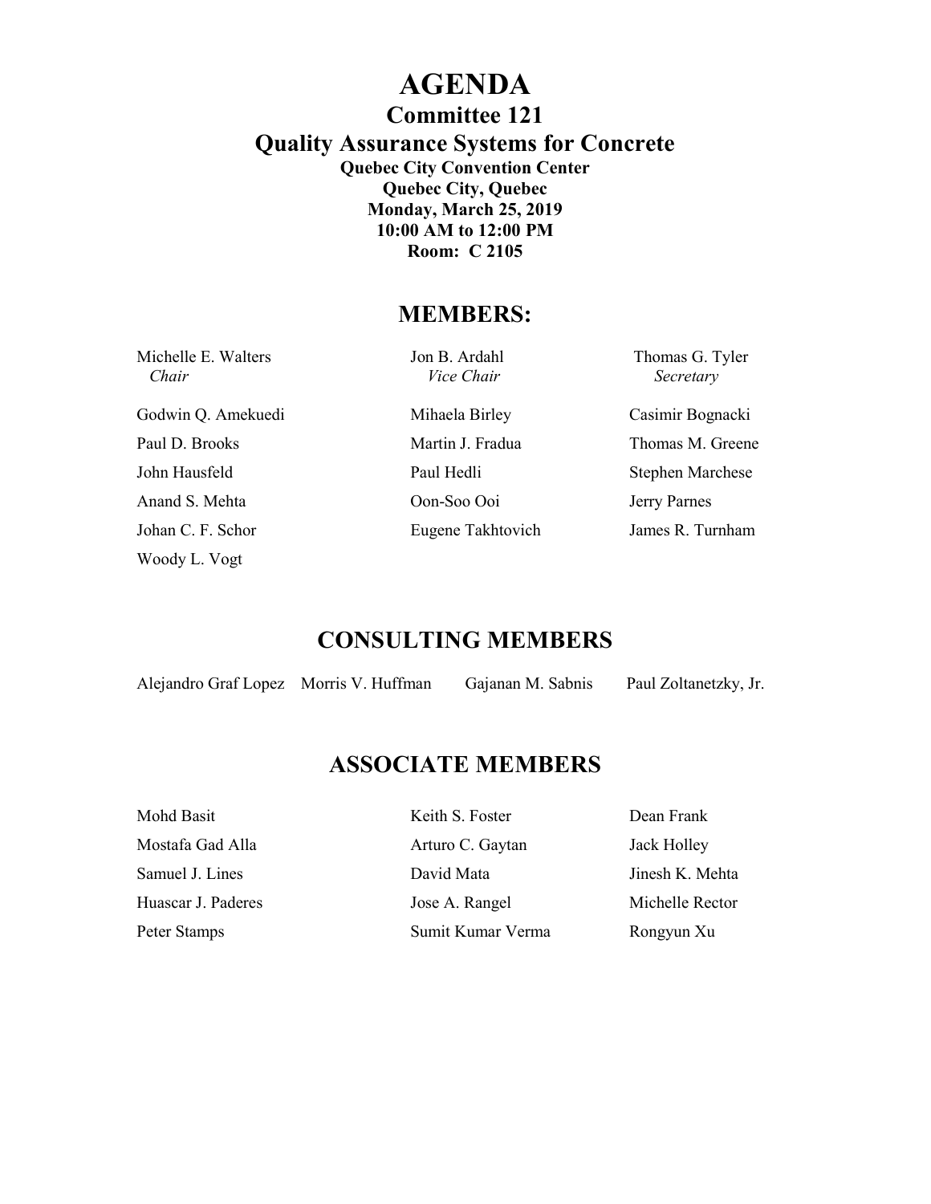# AGENDA

## Committee 121

## Quality Assurance Systems for Concrete

**Quebec City Convention Center**
**Quebec City, Quebec**
**Monday, March 25, 2019**
**10:00 AM to 12:00 PM**
**Room: C 2105**

## MEMBERS:

| | | |
|---|---|---|
| Michelle E. Walters<br>*Chair* | Jon B. Ardahl<br>*Vice Chair* | Thomas G. Tyler<br>*Secretary* |
| Godwin Q. Amekuedi | Mihaela Birley | Casimir Bognacki |
| Paul D. Brooks | Martin J. Fradua | Thomas M. Greene |
| John Hausfeld | Paul Hedli | Stephen Marchese |
| Anand S. Mehta | Oon-Soo Ooi | Jerry Parnes |
| Johan C. F. Schor | Eugene Takhtovich | James R. Turnham |
| Woody L. Vogt | | |

## CONSULTING MEMBERS

Alejandro Graf Lopez, Morris V. Huffman, Gajanan M. Sabnis, Paul Zoltanetzky, Jr.

## ASSOCIATE MEMBERS

| | | |
|---|---|---|
| Mohd Basit | Keith S. Foster | Dean Frank |
| Mostafa Gad Alla | Arturo C. Gaytan | Jack Holley |
| Samuel J. Lines | David Mata | Jinesh K. Mehta |
| Huascar J. Paderes | Jose A. Rangel | Michelle Rector |
| Peter Stamps | Sumit Kumar Verma | Rongyun Xu |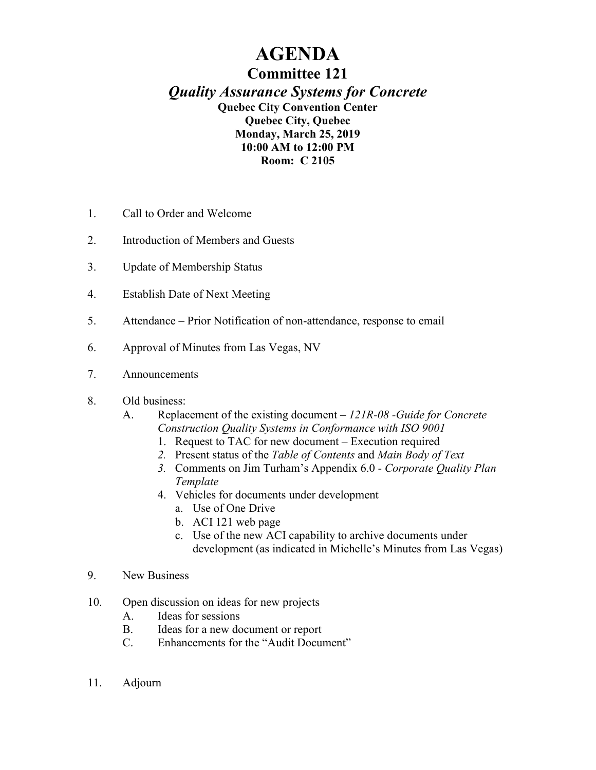# AGENDA

## Committee 121

## *Quality Assurance Systems for Concrete*

**Quebec City Convention Center**
**Quebec City, Quebec**
**Monday, March 25, 2019**
**10:00 AM to 12:00 PM**
**Room: C 2105**

1. Call to Order and Welcome
2. Introduction of Members and Guests
3. Update of Membership Status
4. Establish Date of Next Meeting
5. Attendance – Prior Notification of non-attendance, response to email
6. Approval of Minutes from Las Vegas, NV
7. Announcements
8. Old business:
   - A. Replacement of the existing document – *121R-08 -Guide for Concrete Construction Quality Systems in Conformance with ISO 9001*
     1. Request to TAC for new document – Execution required
     2. Present status of the *Table of Contents* and *Main Body of Text*
     3. Comments on Jim Turham's Appendix 6.0 - *Corporate Quality Plan Template*
     4. Vehicles for documents under development
        - a. Use of One Drive
        - b. ACI 121 web page
        - c. Use of the new ACI capability to archive documents under development (as indicated in Michelle's Minutes from Las Vegas)
9. New Business
10. Open discussion on ideas for new projects
    - A. Ideas for sessions
    - B. Ideas for a new document or report
    - C. Enhancements for the "Audit Document"
11. Adjourn